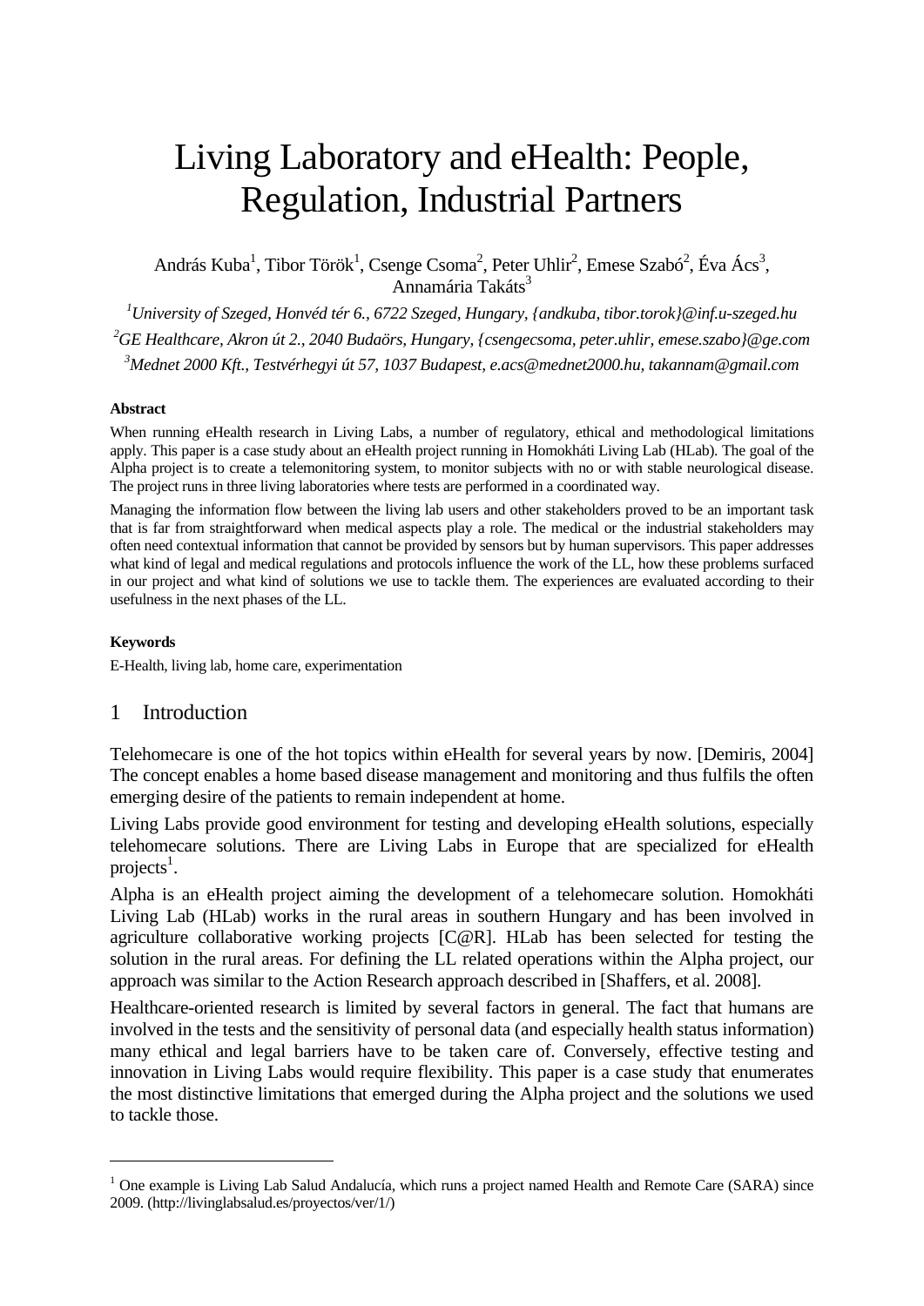# Living Laboratory and eHealth: People, Regulation, Industrial Partners

András Kuba[1], Tibor Török[1], Csenge Csoma[2], Peter Uhlir[2], Emese Szabó[2], Éva Ács[3], Annamária Takáts[3]

[1] *University of Szeged, Honvéd tér 6., 6722 Szeged, Hungary, {andkuba, tibor.torok}@inf.u-szeged.hu*

[2] *GE Healthcare, Akron út 2., 2040 Budaörs, Hungary, {csengecsoma, peter.uhlir, emese.szabo}@ge.com*

[3] *Mednet 2000 Kft., Testvérhegyi út 57, 1037 Budapest, e.acs@mednet2000.hu, takannam@gmail.com*

#### Abstract

When running eHealth research in Living Labs, a number of regulatory, ethical and methodological limitations apply. This paper is a case study about an eHealth project running in Homokháti Living Lab (HLab). The goal of the Alpha project is to create a telemonitoring system, to monitor subjects with no or with stable neurological disease. The project runs in three living laboratories where tests are performed in a coordinated way.

Managing the information flow between the living lab users and other stakeholders proved to be an important task that is far from straightforward when medical aspects play a role. The medical or the industrial stakeholders may often need contextual information that cannot be provided by sensors but by human supervisors. This paper addresses what kind of legal and medical regulations and protocols influence the work of the LL, how these problems surfaced in our project and what kind of solutions we use to tackle them. The experiences are evaluated according to their usefulness in the next phases of the LL.

#### Keywords

E-Health, living lab, home care, experimentation

## 1 Introduction

Telehomecare is one of the hot topics within eHealth for several years by now. [Demiris, 2004] The concept enables a home based disease management and monitoring and thus fulfils the often emerging desire of the patients to remain independent at home.

Living Labs provide good environment for testing and developing eHealth solutions, especially telehomecare solutions. There are Living Labs in Europe that are specialized for eHealth projects[1].

Alpha is an eHealth project aiming the development of a telehomecare solution. Homokháti Living Lab (HLab) works in the rural areas in southern Hungary and has been involved in agriculture collaborative working projects [C@R]. HLab has been selected for testing the solution in the rural areas. For defining the LL related operations within the Alpha project, our approach was similar to the Action Research approach described in [Shaffers, et al. 2008].

Healthcare-oriented research is limited by several factors in general. The fact that humans are involved in the tests and the sensitivity of personal data (and especially health status information) many ethical and legal barriers have to be taken care of. Conversely, effective testing and innovation in Living Labs would require flexibility. This paper is a case study that enumerates the most distinctive limitations that emerged during the Alpha project and the solutions we used to tackle those.

---

[1] One example is Living Lab Salud Andalucía, which runs a project named Health and Remote Care (SARA) since 2009. (http://livinglabsalud.es/proyectos/ver/1/)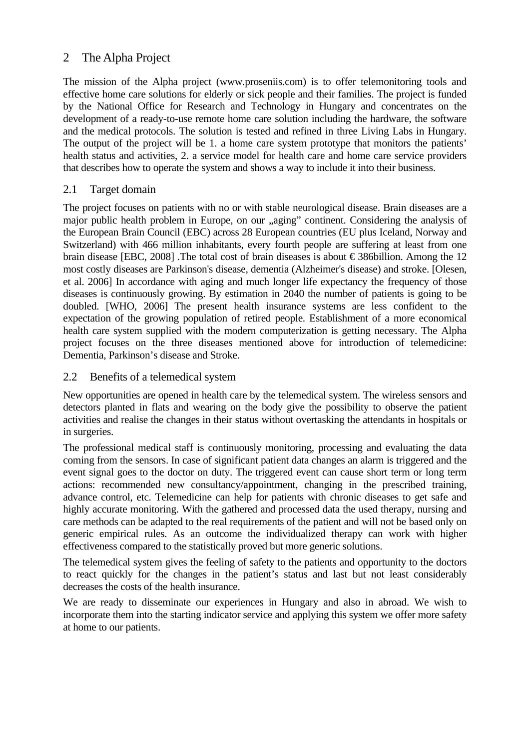## 2 The Alpha Project

The mission of the Alpha project (www.proseniis.com) is to offer telemonitoring tools and effective home care solutions for elderly or sick people and their families. The project is funded by the National Office for Research and Technology in Hungary and concentrates on the development of a ready-to-use remote home care solution including the hardware, the software and the medical protocols. The solution is tested and refined in three Living Labs in Hungary. The output of the project will be 1. a home care system prototype that monitors the patients' health status and activities, 2. a service model for health care and home care service providers that describes how to operate the system and shows a way to include it into their business.

### 2.1 Target domain

The project focuses on patients with no or with stable neurological disease. Brain diseases are a major public health problem in Europe, on our „aging" continent. Considering the analysis of the European Brain Council (EBC) across 28 European countries (EU plus Iceland, Norway and Switzerland) with 466 million inhabitants, every fourth people are suffering at least from one brain disease [EBC, 2008] .The total cost of brain diseases is about € 386billion. Among the 12 most costly diseases are Parkinson's disease, dementia (Alzheimer's disease) and stroke. [Olesen, et al. 2006] In accordance with aging and much longer life expectancy the frequency of those diseases is continuously growing. By estimation in 2040 the number of patients is going to be doubled. [WHO, 2006] The present health insurance systems are less confident to the expectation of the growing population of retired people. Establishment of a more economical health care system supplied with the modern computerization is getting necessary. The Alpha project focuses on the three diseases mentioned above for introduction of telemedicine: Dementia, Parkinson's disease and Stroke.

### 2.2 Benefits of a telemedical system

New opportunities are opened in health care by the telemedical system. The wireless sensors and detectors planted in flats and wearing on the body give the possibility to observe the patient activities and realise the changes in their status without overtasking the attendants in hospitals or in surgeries.

The professional medical staff is continuously monitoring, processing and evaluating the data coming from the sensors. In case of significant patient data changes an alarm is triggered and the event signal goes to the doctor on duty. The triggered event can cause short term or long term actions: recommended new consultancy/appointment, changing in the prescribed training, advance control, etc. Telemedicine can help for patients with chronic diseases to get safe and highly accurate monitoring. With the gathered and processed data the used therapy, nursing and care methods can be adapted to the real requirements of the patient and will not be based only on generic empirical rules. As an outcome the individualized therapy can work with higher effectiveness compared to the statistically proved but more generic solutions.

The telemedical system gives the feeling of safety to the patients and opportunity to the doctors to react quickly for the changes in the patient's status and last but not least considerably decreases the costs of the health insurance.

We are ready to disseminate our experiences in Hungary and also in abroad. We wish to incorporate them into the starting indicator service and applying this system we offer more safety at home to our patients.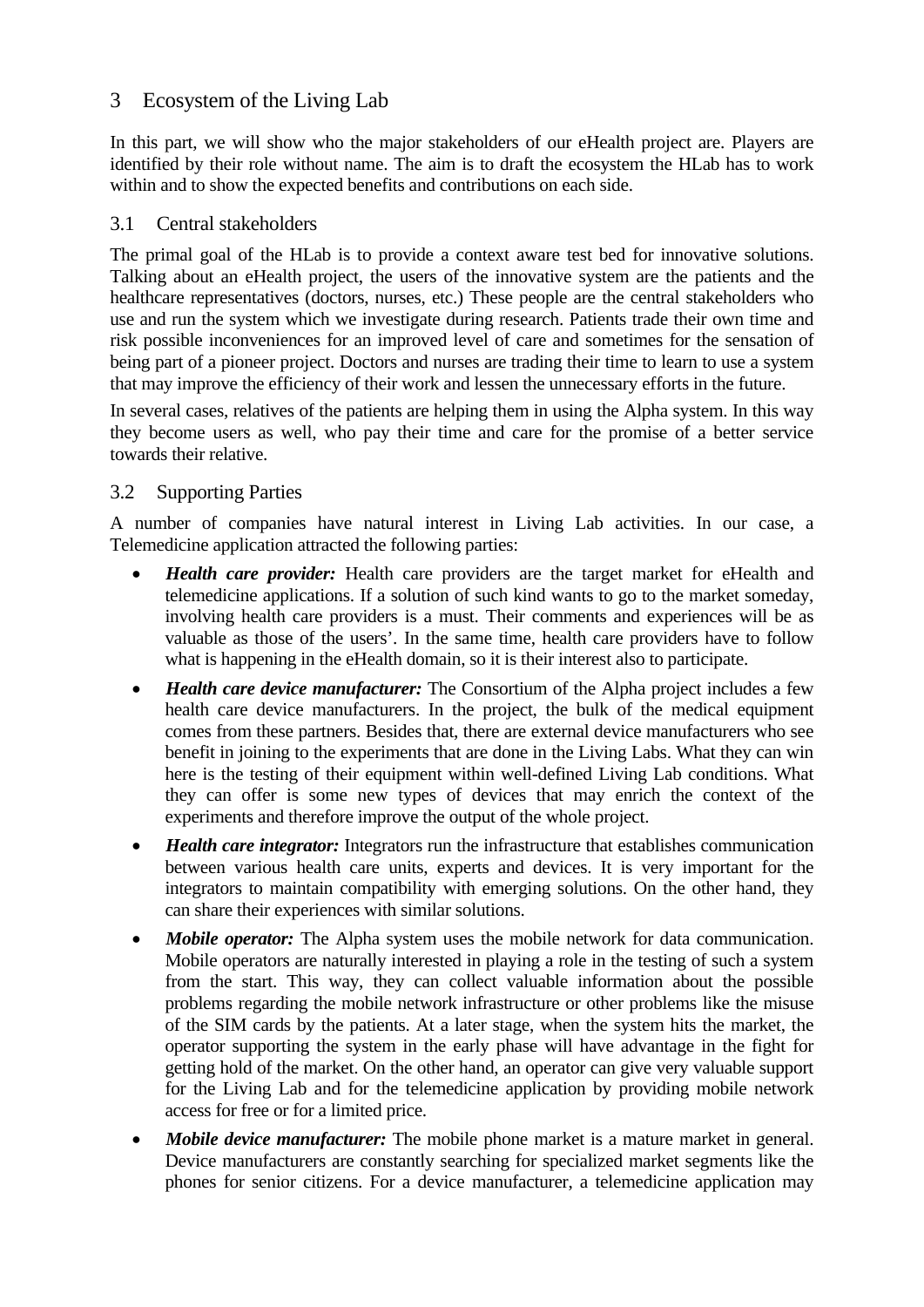# 3 Ecosystem of the Living Lab

In this part, we will show who the major stakeholders of our eHealth project are. Players are identified by their role without name. The aim is to draft the ecosystem the HLab has to work within and to show the expected benefits and contributions on each side.

## 3.1 Central stakeholders

The primal goal of the HLab is to provide a context aware test bed for innovative solutions. Talking about an eHealth project, the users of the innovative system are the patients and the healthcare representatives (doctors, nurses, etc.) These people are the central stakeholders who use and run the system which we investigate during research. Patients trade their own time and risk possible inconveniences for an improved level of care and sometimes for the sensation of being part of a pioneer project. Doctors and nurses are trading their time to learn to use a system that may improve the efficiency of their work and lessen the unnecessary efforts in the future.

In several cases, relatives of the patients are helping them in using the Alpha system. In this way they become users as well, who pay their time and care for the promise of a better service towards their relative.

## 3.2 Supporting Parties

A number of companies have natural interest in Living Lab activities. In our case, a Telemedicine application attracted the following parties:

- ***Health care provider:*** Health care providers are the target market for eHealth and telemedicine applications. If a solution of such kind wants to go to the market someday, involving health care providers is a must. Their comments and experiences will be as valuable as those of the users'. In the same time, health care providers have to follow what is happening in the eHealth domain, so it is their interest also to participate.
- ***Health care device manufacturer:*** The Consortium of the Alpha project includes a few health care device manufacturers. In the project, the bulk of the medical equipment comes from these partners. Besides that, there are external device manufacturers who see benefit in joining to the experiments that are done in the Living Labs. What they can win here is the testing of their equipment within well-defined Living Lab conditions. What they can offer is some new types of devices that may enrich the context of the experiments and therefore improve the output of the whole project.
- ***Health care integrator:*** Integrators run the infrastructure that establishes communication between various health care units, experts and devices. It is very important for the integrators to maintain compatibility with emerging solutions. On the other hand, they can share their experiences with similar solutions.
- ***Mobile operator:*** The Alpha system uses the mobile network for data communication. Mobile operators are naturally interested in playing a role in the testing of such a system from the start. This way, they can collect valuable information about the possible problems regarding the mobile network infrastructure or other problems like the misuse of the SIM cards by the patients. At a later stage, when the system hits the market, the operator supporting the system in the early phase will have advantage in the fight for getting hold of the market. On the other hand, an operator can give very valuable support for the Living Lab and for the telemedicine application by providing mobile network access for free or for a limited price.
- ***Mobile device manufacturer:*** The mobile phone market is a mature market in general. Device manufacturers are constantly searching for specialized market segments like the phones for senior citizens. For a device manufacturer, a telemedicine application may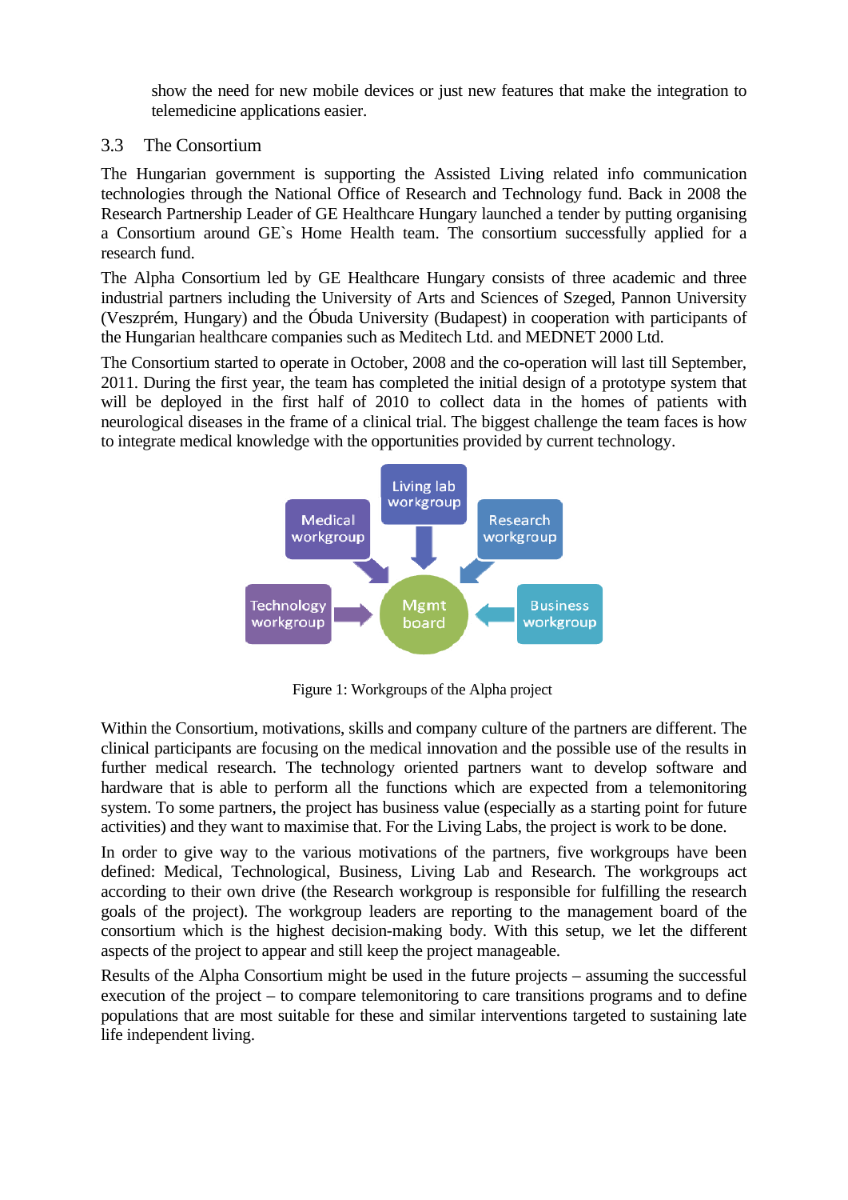show the need for new mobile devices or just new features that make the integration to telemedicine applications easier.

## 3.3 The Consortium

The Hungarian government is supporting the Assisted Living related info communication technologies through the National Office of Research and Technology fund. Back in 2008 the Research Partnership Leader of GE Healthcare Hungary launched a tender by putting organising a Consortium around GE`s Home Health team. The consortium successfully applied for a research fund.

The Alpha Consortium led by GE Healthcare Hungary consists of three academic and three industrial partners including the University of Arts and Sciences of Szeged, Pannon University (Veszprém, Hungary) and the Óbuda University (Budapest) in cooperation with participants of the Hungarian healthcare companies such as Meditech Ltd. and MEDNET 2000 Ltd.

The Consortium started to operate in October, 2008 and the co-operation will last till September, 2011. During the first year, the team has completed the initial design of a prototype system that will be deployed in the first half of 2010 to collect data in the homes of patients with neurological diseases in the frame of a clinical trial. The biggest challenge the team faces is how to integrate medical knowledge with the opportunities provided by current technology.

Living lab workgroup
Medical workgroup
Research workgroup
Technology workgroup
Mgmt board
Business workgroup

Figure 1: Workgroups of the Alpha project

Within the Consortium, motivations, skills and company culture of the partners are different. The clinical participants are focusing on the medical innovation and the possible use of the results in further medical research. The technology oriented partners want to develop software and hardware that is able to perform all the functions which are expected from a telemonitoring system. To some partners, the project has business value (especially as a starting point for future activities) and they want to maximise that. For the Living Labs, the project is work to be done.

In order to give way to the various motivations of the partners, five workgroups have been defined: Medical, Technological, Business, Living Lab and Research. The workgroups act according to their own drive (the Research workgroup is responsible for fulfilling the research goals of the project). The workgroup leaders are reporting to the management board of the consortium which is the highest decision-making body. With this setup, we let the different aspects of the project to appear and still keep the project manageable.

Results of the Alpha Consortium might be used in the future projects – assuming the successful execution of the project – to compare telemonitoring to care transitions programs and to define populations that are most suitable for these and similar interventions targeted to sustaining late life independent living.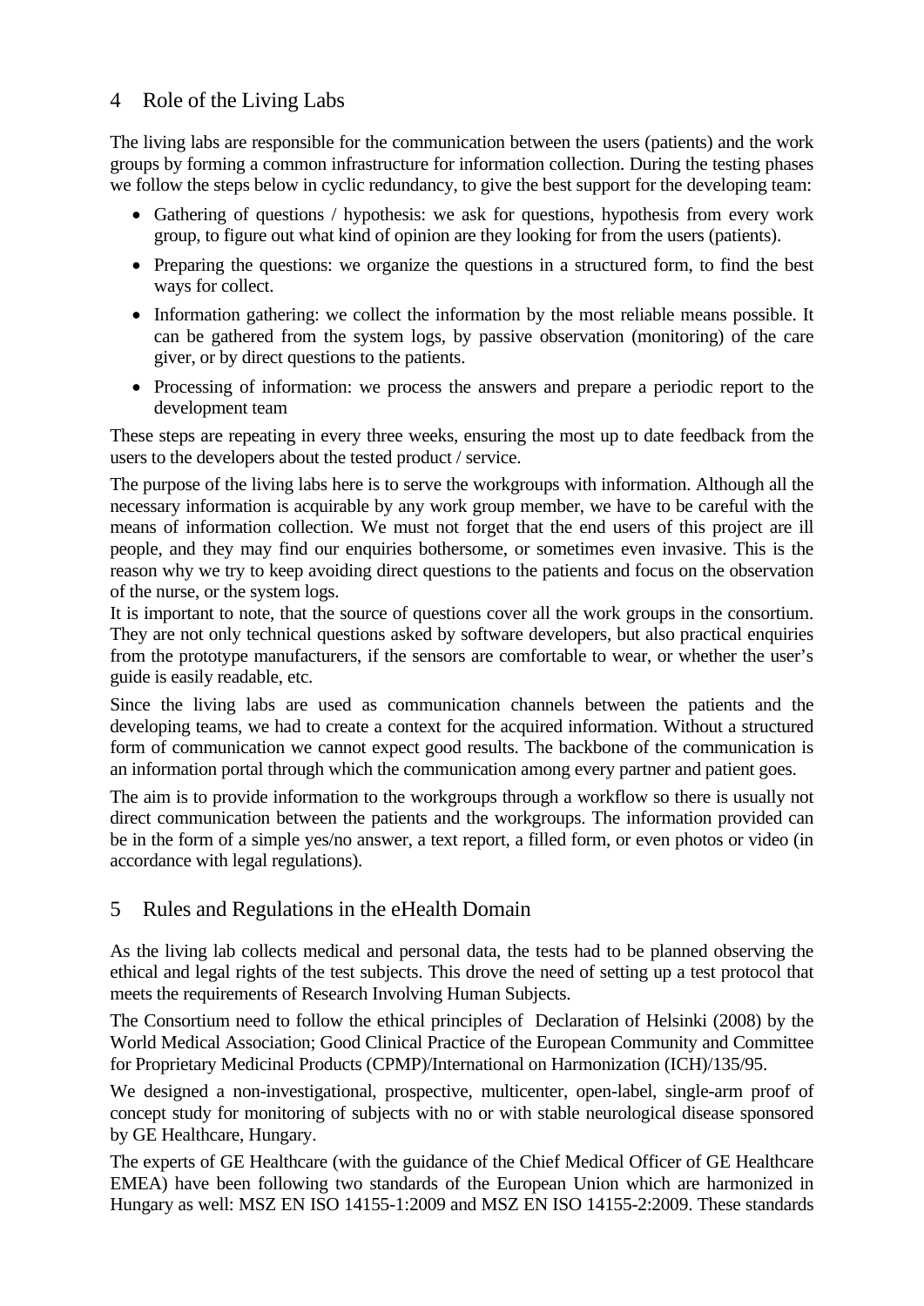## 4 Role of the Living Labs

The living labs are responsible for the communication between the users (patients) and the work groups by forming a common infrastructure for information collection. During the testing phases we follow the steps below in cyclic redundancy, to give the best support for the developing team:

- Gathering of questions / hypothesis: we ask for questions, hypothesis from every work group, to figure out what kind of opinion are they looking for from the users (patients).
- Preparing the questions: we organize the questions in a structured form, to find the best ways for collect.
- Information gathering: we collect the information by the most reliable means possible. It can be gathered from the system logs, by passive observation (monitoring) of the care giver, or by direct questions to the patients.
- Processing of information: we process the answers and prepare a periodic report to the development team

These steps are repeating in every three weeks, ensuring the most up to date feedback from the users to the developers about the tested product / service.

The purpose of the living labs here is to serve the workgroups with information. Although all the necessary information is acquirable by any work group member, we have to be careful with the means of information collection. We must not forget that the end users of this project are ill people, and they may find our enquiries bothersome, or sometimes even invasive. This is the reason why we try to keep avoiding direct questions to the patients and focus on the observation of the nurse, or the system logs.
It is important to note, that the source of questions cover all the work groups in the consortium. They are not only technical questions asked by software developers, but also practical enquiries from the prototype manufacturers, if the sensors are comfortable to wear, or whether the user's guide is easily readable, etc.

Since the living labs are used as communication channels between the patients and the developing teams, we had to create a context for the acquired information. Without a structured form of communication we cannot expect good results. The backbone of the communication is an information portal through which the communication among every partner and patient goes.

The aim is to provide information to the workgroups through a workflow so there is usually not direct communication between the patients and the workgroups. The information provided can be in the form of a simple yes/no answer, a text report, a filled form, or even photos or video (in accordance with legal regulations).

## 5 Rules and Regulations in the eHealth Domain

As the living lab collects medical and personal data, the tests had to be planned observing the ethical and legal rights of the test subjects. This drove the need of setting up a test protocol that meets the requirements of Research Involving Human Subjects.

The Consortium need to follow the ethical principles of Declaration of Helsinki (2008) by the World Medical Association; Good Clinical Practice of the European Community and Committee for Proprietary Medicinal Products (CPMP)/International on Harmonization (ICH)/135/95.

We designed a non-investigational, prospective, multicenter, open-label, single-arm proof of concept study for monitoring of subjects with no or with stable neurological disease sponsored by GE Healthcare, Hungary.

The experts of GE Healthcare (with the guidance of the Chief Medical Officer of GE Healthcare EMEA) have been following two standards of the European Union which are harmonized in Hungary as well: MSZ EN ISO 14155-1:2009 and MSZ EN ISO 14155-2:2009. These standards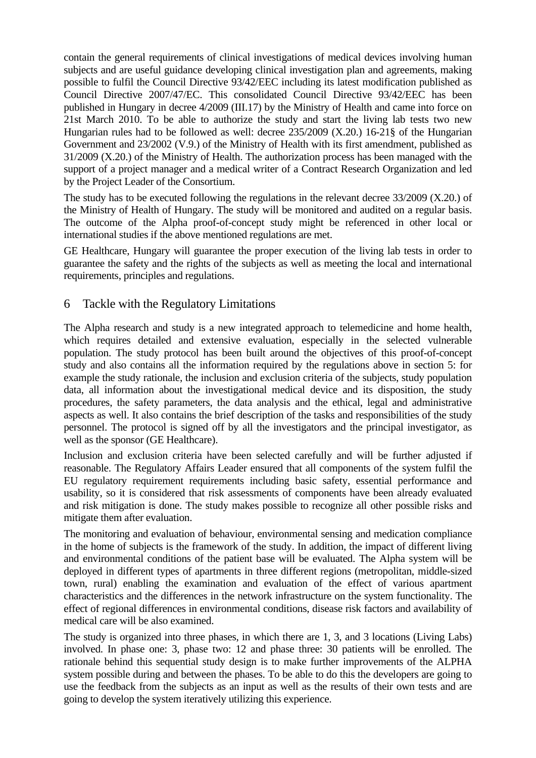contain the general requirements of clinical investigations of medical devices involving human subjects and are useful guidance developing clinical investigation plan and agreements, making possible to fulfil the Council Directive 93/42/EEC including its latest modification published as Council Directive 2007/47/EC. This consolidated Council Directive 93/42/EEC has been published in Hungary in decree 4/2009 (III.17) by the Ministry of Health and came into force on 21st March 2010. To be able to authorize the study and start the living lab tests two new Hungarian rules had to be followed as well: decree 235/2009 (X.20.) 16-21§ of the Hungarian Government and 23/2002 (V.9.) of the Ministry of Health with its first amendment, published as 31/2009 (X.20.) of the Ministry of Health. The authorization process has been managed with the support of a project manager and a medical writer of a Contract Research Organization and led by the Project Leader of the Consortium.

The study has to be executed following the regulations in the relevant decree 33/2009 (X.20.) of the Ministry of Health of Hungary. The study will be monitored and audited on a regular basis. The outcome of the Alpha proof-of-concept study might be referenced in other local or international studies if the above mentioned regulations are met.

GE Healthcare, Hungary will guarantee the proper execution of the living lab tests in order to guarantee the safety and the rights of the subjects as well as meeting the local and international requirements, principles and regulations.

# 6 Tackle with the Regulatory Limitations

The Alpha research and study is a new integrated approach to telemedicine and home health, which requires detailed and extensive evaluation, especially in the selected vulnerable population. The study protocol has been built around the objectives of this proof-of-concept study and also contains all the information required by the regulations above in section 5: for example the study rationale, the inclusion and exclusion criteria of the subjects, study population data, all information about the investigational medical device and its disposition, the study procedures, the safety parameters, the data analysis and the ethical, legal and administrative aspects as well. It also contains the brief description of the tasks and responsibilities of the study personnel. The protocol is signed off by all the investigators and the principal investigator, as well as the sponsor (GE Healthcare).

Inclusion and exclusion criteria have been selected carefully and will be further adjusted if reasonable. The Regulatory Affairs Leader ensured that all components of the system fulfil the EU regulatory requirement requirements including basic safety, essential performance and usability, so it is considered that risk assessments of components have been already evaluated and risk mitigation is done. The study makes possible to recognize all other possible risks and mitigate them after evaluation.

The monitoring and evaluation of behaviour, environmental sensing and medication compliance in the home of subjects is the framework of the study. In addition, the impact of different living and environmental conditions of the patient base will be evaluated. The Alpha system will be deployed in different types of apartments in three different regions (metropolitan, middle-sized town, rural) enabling the examination and evaluation of the effect of various apartment characteristics and the differences in the network infrastructure on the system functionality. The effect of regional differences in environmental conditions, disease risk factors and availability of medical care will be also examined.

The study is organized into three phases, in which there are 1, 3, and 3 locations (Living Labs) involved. In phase one: 3, phase two: 12 and phase three: 30 patients will be enrolled. The rationale behind this sequential study design is to make further improvements of the ALPHA system possible during and between the phases. To be able to do this the developers are going to use the feedback from the subjects as an input as well as the results of their own tests and are going to develop the system iteratively utilizing this experience.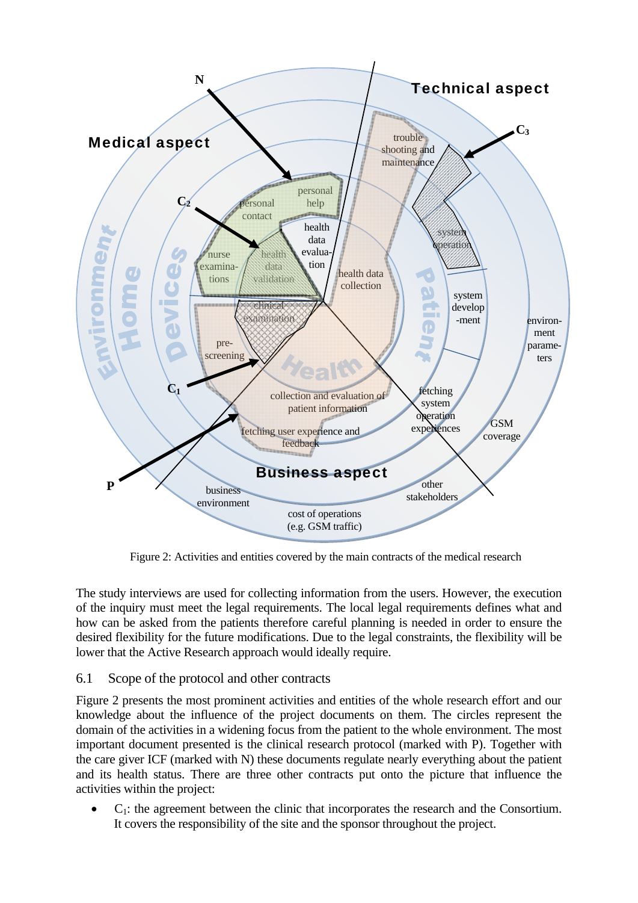Figure 2: Activities and entities covered by the main contracts of the medical research

The study interviews are used for collecting information from the users. However, the execution of the inquiry must meet the legal requirements. The local legal requirements defines what and how can be asked from the patients therefore careful planning is needed in order to ensure the desired flexibility for the future modifications. Due to the legal constraints, the flexibility will be lower that the Active Research approach would ideally require.

## 6.1 Scope of the protocol and other contracts

Figure 2 presents the most prominent activities and entities of the whole research effort and our knowledge about the influence of the project documents on them. The circles represent the domain of the activities in a widening focus from the patient to the whole environment. The most important document presented is the clinical research protocol (marked with P). Together with the care giver ICF (marked with N) these documents regulate nearly everything about the patient and its health status. There are three other contracts put onto the picture that influence the activities within the project:

- $C_1$: the agreement between the clinic that incorporates the research and the Consortium. It covers the responsibility of the site and the sponsor throughout the project.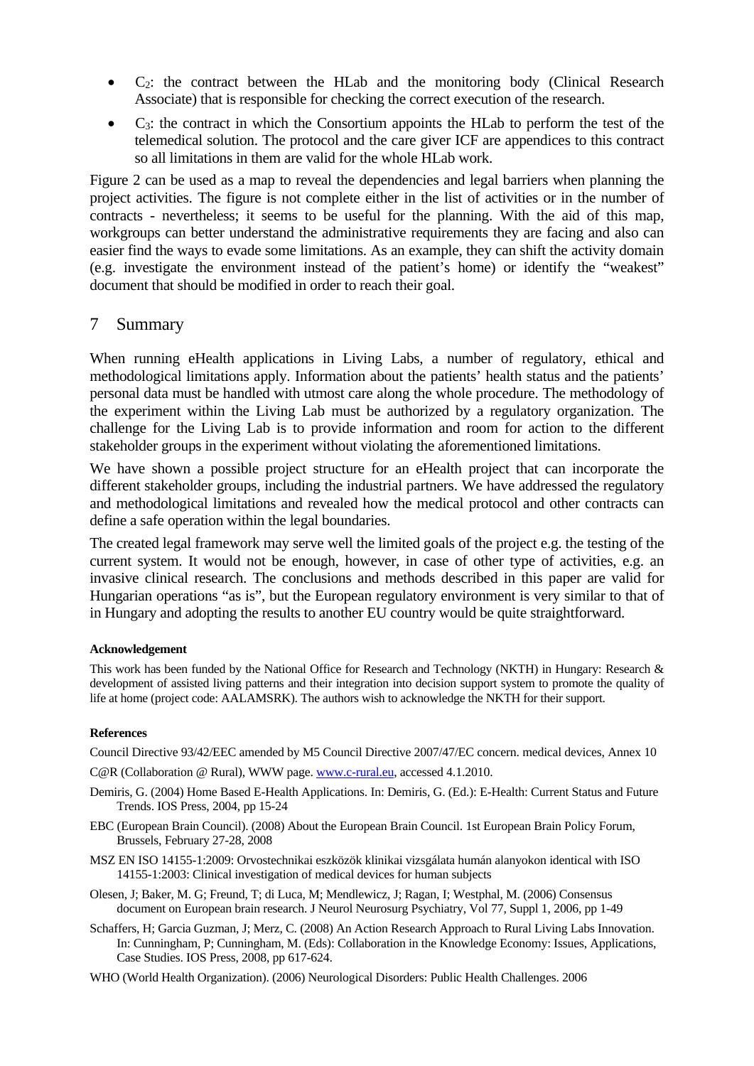- $C_2$: the contract between the HLab and the monitoring body (Clinical Research Associate) that is responsible for checking the correct execution of the research.
- $C_3$: the contract in which the Consortium appoints the HLab to perform the test of the telemedical solution. The protocol and the care giver ICF are appendices to this contract so all limitations in them are valid for the whole HLab work.

Figure 2 can be used as a map to reveal the dependencies and legal barriers when planning the project activities. The figure is not complete either in the list of activities or in the number of contracts - nevertheless; it seems to be useful for the planning. With the aid of this map, workgroups can better understand the administrative requirements they are facing and also can easier find the ways to evade some limitations. As an example, they can shift the activity domain (e.g. investigate the environment instead of the patient's home) or identify the "weakest" document that should be modified in order to reach their goal.

## 7 Summary

When running eHealth applications in Living Labs, a number of regulatory, ethical and methodological limitations apply. Information about the patients' health status and the patients' personal data must be handled with utmost care along the whole procedure. The methodology of the experiment within the Living Lab must be authorized by a regulatory organization. The challenge for the Living Lab is to provide information and room for action to the different stakeholder groups in the experiment without violating the aforementioned limitations.

We have shown a possible project structure for an eHealth project that can incorporate the different stakeholder groups, including the industrial partners. We have addressed the regulatory and methodological limitations and revealed how the medical protocol and other contracts can define a safe operation within the legal boundaries.

The created legal framework may serve well the limited goals of the project e.g. the testing of the current system. It would not be enough, however, in case of other type of activities, e.g. an invasive clinical research. The conclusions and methods described in this paper are valid for Hungarian operations "as is", but the European regulatory environment is very similar to that of in Hungary and adopting the results to another EU country would be quite straightforward.

**Acknowledgement**

This work has been funded by the National Office for Research and Technology (NKTH) in Hungary: Research & development of assisted living patterns and their integration into decision support system to promote the quality of life at home (project code: AALAMSRK). The authors wish to acknowledge the NKTH for their support.

**References**

Council Directive 93/42/EEC amended by M5 Council Directive 2007/47/EC concern. medical devices, Annex 10

C@R (Collaboration @ Rural), WWW page. www.c-rural.eu, accessed 4.1.2010.

Demiris, G. (2004) Home Based E-Health Applications. In: Demiris, G. (Ed.): E-Health: Current Status and Future Trends. IOS Press, 2004, pp 15-24

EBC (European Brain Council). (2008) About the European Brain Council. 1st European Brain Policy Forum, Brussels, February 27-28, 2008

MSZ EN ISO 14155-1:2009: Orvostechnikai eszközök klinikai vizsgálata humán alanyokon identical with ISO 14155-1:2003: Clinical investigation of medical devices for human subjects

Olesen, J; Baker, M. G; Freund, T; di Luca, M; Mendlewicz, J; Ragan, I; Westphal, M. (2006) Consensus document on European brain research. J Neurol Neurosurg Psychiatry, Vol 77, Suppl 1, 2006, pp 1-49

Schaffers, H; Garcia Guzman, J; Merz, C. (2008) An Action Research Approach to Rural Living Labs Innovation. In: Cunningham, P; Cunningham, M. (Eds): Collaboration in the Knowledge Economy: Issues, Applications, Case Studies. IOS Press, 2008, pp 617-624.

WHO (World Health Organization). (2006) Neurological Disorders: Public Health Challenges. 2006